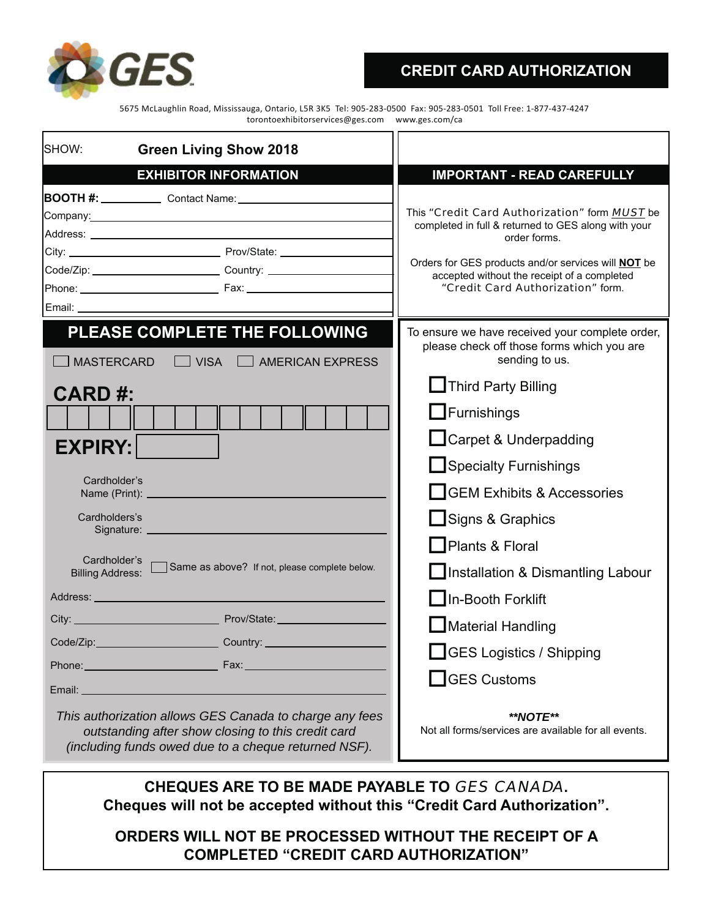GES

# CREDIT CARD AUTHORIZATION

5675 McLaughlin Road, Mississauga, Ontario, L5R 3K5 Tel: 905-283-0500 Fax: 905-283-0501 Toll Free: 1-877-437-4247
torontoexhibitorservices@ges.com www.ges.com/ca

SHOW: **Green Living Show 2018**

## EXHIBITOR INFORMATION

**BOOTH #:** __________ Contact Name: __________

Company: __________

Address: __________

City: __________ Prov/State: __________

Code/Zip: __________ Country: __________

Phone: __________ Fax: __________

Email: __________

## IMPORTANT - READ CAREFULLY

This "Credit Card Authorization" form ***MUST*** be completed in full & returned to GES along with your order forms.

Orders for GES products and/or services will **NOT** be accepted without the receipt of a completed "Credit Card Authorization" form.

## PLEASE COMPLETE THE FOLLOWING

☐ MASTERCARD ☐ VISA ☐ AMERICAN EXPRESS

**CARD #:** ____ ____ ____ ____

**EXPIRY:** ______

Cardholder's Name (Print): __________

Cardholders's Signature: __________

Cardholder's Billing Address: ☐ Same as above? If not, please complete below.

Address: __________

City: __________ Prov/State: __________

Code/Zip: __________ Country: __________

Phone: __________ Fax: __________

Email: __________

*This authorization allows GES Canada to charge any fees outstanding after show closing to this credit card (including funds owed due to a cheque returned NSF).*

To ensure we have received your complete order, please check off those forms which you are sending to us.

- ☐ Third Party Billing
- ☐ Furnishings
- ☐ Carpet & Underpadding
- ☐ Specialty Furnishings
- ☐ GEM Exhibits & Accessories
- ☐ Signs & Graphics
- ☐ Plants & Floral
- ☐ Installation & Dismantling Labour
- ☐ In-Booth Forklift
- ☐ Material Handling
- ☐ GES Logistics / Shipping
- ☐ GES Customs

***\*\*NOTE\*\****
Not all forms/services are available for all events.

**CHEQUES ARE TO BE MADE PAYABLE TO *GES CANADA*.**
**Cheques will not be accepted without this "Credit Card Authorization".**

**ORDERS WILL NOT BE PROCESSED WITHOUT THE RECEIPT OF A COMPLETED "CREDIT CARD AUTHORIZATION"**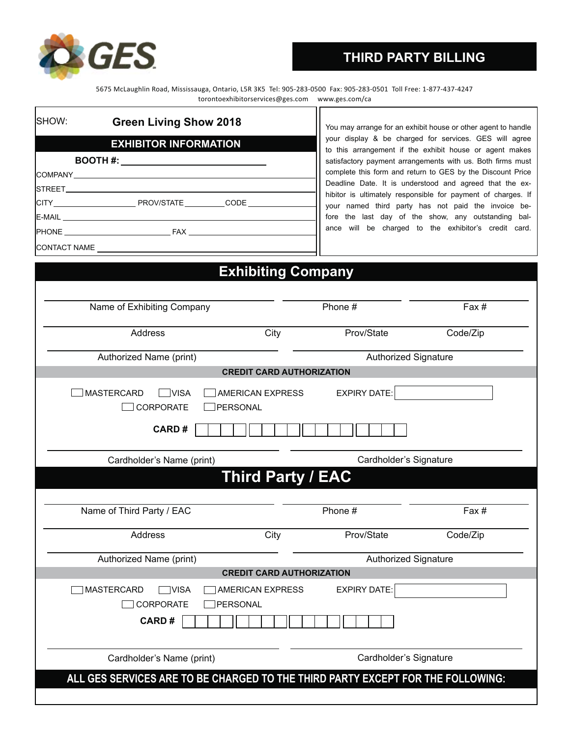GES

# THIRD PARTY BILLING

5675 McLaughlin Road, Mississauga, Ontario, L5R 3K5 Tel: 905-283-0500 Fax: 905-283-0501 Toll Free: 1-877-437-4247
torontoexhibitorservices@ges.com www.ges.com/ca

SHOW: **Green Living Show 2018**

## EXHIBITOR INFORMATION

**BOOTH #:** ____________________

COMPANY ____________________

STREET ____________________

CITY __________ PROV/STATE __________ CODE __________

E-MAIL ____________________

PHONE __________ FAX __________

CONTACT NAME ____________________

You may arrange for an exhibit house or other agent to handle your display & be charged for services. GES will agree to this arrangement if the exhibit house or agent makes satisfactory payment arrangements with us. Both firms must complete this form and return to GES by the Discount Price Deadline Date. It is understood and agreed that the exhibitor is ultimately responsible for payment of charges. If your named third party has not paid the invoice before the last day of the show, any outstanding balance will be charged to the exhibitor's credit card.

## Exhibiting Company

Name of Exhibiting Company ____________ Phone # ____________ Fax # ____________

Address ____________ City ____________ Prov/State ____________ Code/Zip ____________

Authorized Name (print) ____________ Authorized Signature ____________

**CREDIT CARD AUTHORIZATION**

☐ MASTERCARD ☐ VISA ☐ AMERICAN EXPRESS EXPIRY DATE: ____________

☐ CORPORATE ☐ PERSONAL

**CARD #** ☐☐☐☐ ☐☐☐☐ ☐☐☐☐ ☐☐☐☐

Cardholder's Name (print) ____________ Cardholder's Signature ____________

## Third Party / EAC

Name of Third Party / EAC ____________ Phone # ____________ Fax # ____________

Address ____________ City ____________ Prov/State ____________ Code/Zip ____________

Authorized Name (print) ____________ Authorized Signature ____________

**CREDIT CARD AUTHORIZATION**

☐ MASTERCARD ☐ VISA ☐ AMERICAN EXPRESS EXPIRY DATE: ____________

☐ CORPORATE ☐ PERSONAL

**CARD #** ☐☐☐☐ ☐☐☐☐ ☐☐☐☐ ☐☐☐☐

Cardholder's Name (print) ____________ Cardholder's Signature ____________

**ALL GES SERVICES ARE TO BE CHARGED TO THE THIRD PARTY EXCEPT FOR THE FOLLOWING:**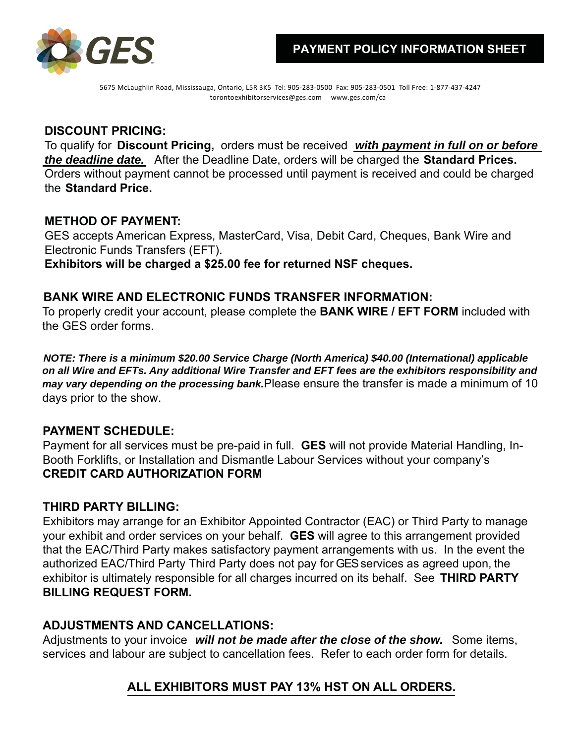GES

# PAYMENT POLICY INFORMATION SHEET

5675 McLaughlin Road, Mississauga, Ontario, L5R 3K5 Tel: 905-283-0500 Fax: 905-283-0501 Toll Free: 1-877-437-4247
torontoexhibitorservices@ges.com www.ges.com/ca

## DISCOUNT PRICING:

To qualify for **Discount Pricing,** orders must be received ***with payment in full on or before the deadline date.*** After the Deadline Date, orders will be charged the **Standard Prices.** Orders without payment cannot be processed until payment is received and could be charged the **Standard Price.**

## METHOD OF PAYMENT:

GES accepts American Express, MasterCard, Visa, Debit Card, Cheques, Bank Wire and Electronic Funds Transfers (EFT).
**Exhibitors will be charged a $25.00 fee for returned NSF cheques.**

## BANK WIRE AND ELECTRONIC FUNDS TRANSFER INFORMATION:

To properly credit your account, please complete the **BANK WIRE / EFT FORM** included with the GES order forms.

***NOTE: There is a minimum $20.00 Service Charge (North America) $40.00 (International) applicable on all Wire and EFTs. Any additional Wire Transfer and EFT fees are the exhibitors responsibility and may vary depending on the processing bank.*** Please ensure the transfer is made a minimum of 10 days prior to the show.

## PAYMENT SCHEDULE:

Payment for all services must be pre-paid in full. **GES** will not provide Material Handling, In-Booth Forklifts, or Installation and Dismantle Labour Services without your company's **CREDIT CARD AUTHORIZATION FORM**

## THIRD PARTY BILLING:

Exhibitors may arrange for an Exhibitor Appointed Contractor (EAC) or Third Party to manage your exhibit and order services on your behalf. **GES** will agree to this arrangement provided that the EAC/Third Party makes satisfactory payment arrangements with us. In the event the authorized EAC/Third Party Third Party does not pay for GES services as agreed upon, the exhibitor is ultimately responsible for all charges incurred on its behalf. See **THIRD PARTY BILLING REQUEST FORM.**

## ADJUSTMENTS AND CANCELLATIONS:

Adjustments to your invoice ***will not be made after the close of the show.*** Some items, services and labour are subject to cancellation fees. Refer to each order form for details.

**ALL EXHIBITORS MUST PAY 13% HST ON ALL ORDERS.**